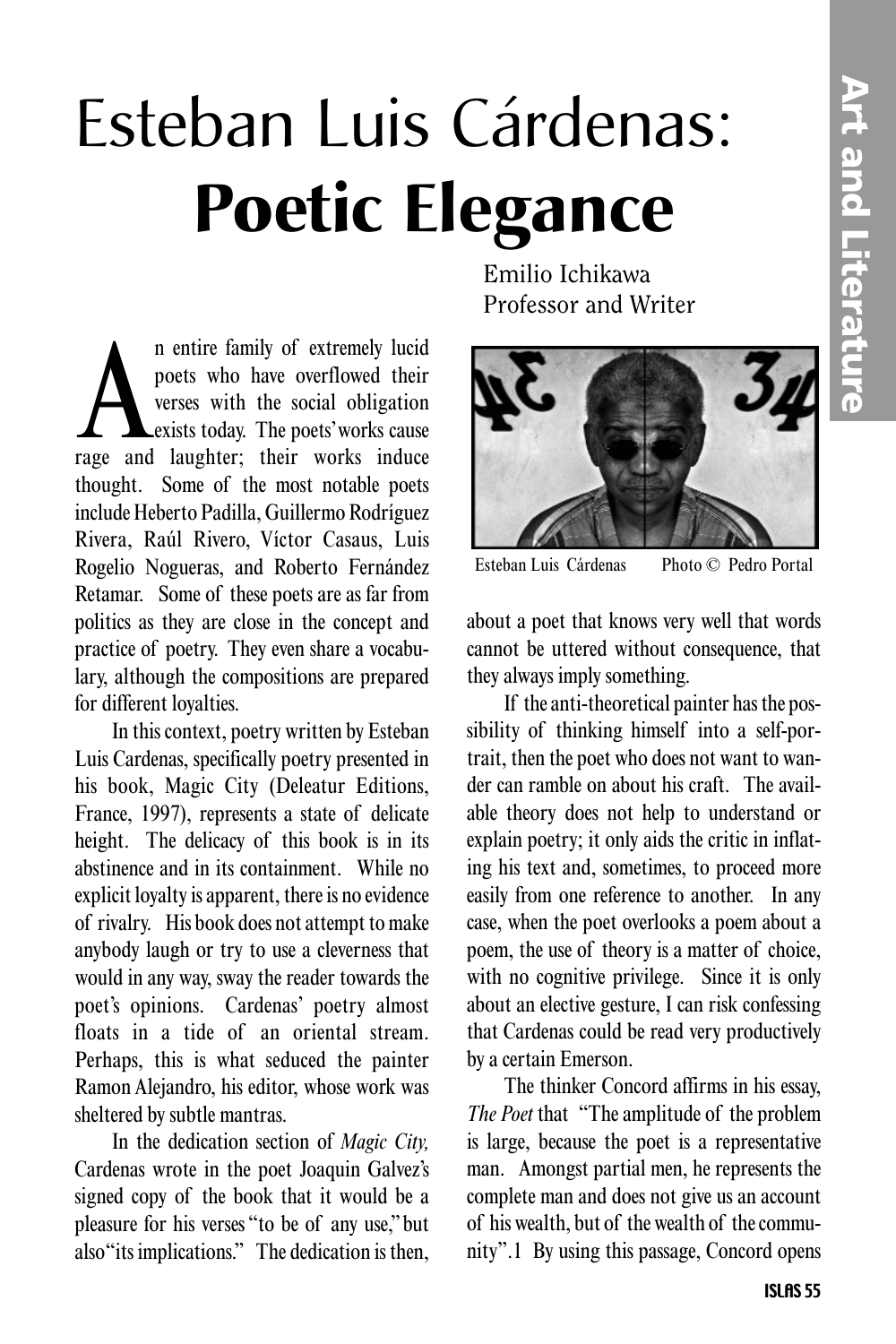# Esteban Luis Cárdenas: **Poetic Elegance**

Emilio Ichikawa
Professor and Writer

An entire family of extremely lucid poets who have overflowed their verses with the social obligation exists today. The poets' works cause rage and laughter; their works induce thought. Some of the most notable poets include Heberto Padilla, Guillermo Rodríguez Rivera, Raúl Rivero, Víctor Casaus, Luis Rogelio Nogueras, and Roberto Fernández Retamar. Some of these poets are as far from politics as they are close in the concept and practice of poetry. They even share a vocabulary, although the compositions are prepared for different loyalties.

In this context, poetry written by Esteban Luis Cardenas, specifically poetry presented in his book, Magic City (Deleatur Editions, France, 1997), represents a state of delicate height. The delicacy of this book is in its abstinence and in its containment. While no explicit loyalty is apparent, there is no evidence of rivalry. His book does not attempt to make anybody laugh or try to use a cleverness that would in any way, sway the reader towards the poet's opinions. Cardenas' poetry almost floats in a tide of an oriental stream. Perhaps, this is what seduced the painter Ramon Alejandro, his editor, whose work was sheltered by subtle mantras.

In the dedication section of *Magic City,* Cardenas wrote in the poet Joaquin Galvez's signed copy of the book that it would be a pleasure for his verses "to be of any use," but also "its implications." The dedication is then,

Esteban Luis Cárdenas     Photo © Pedro Portal

about a poet that knows very well that words cannot be uttered without consequence, that they always imply something.

If the anti-theoretical painter has the possibility of thinking himself into a self-portrait, then the poet who does not want to wander can ramble on about his craft. The available theory does not help to understand or explain poetry; it only aids the critic in inflating his text and, sometimes, to proceed more easily from one reference to another. In any case, when the poet overlooks a poem about a poem, the use of theory is a matter of choice, with no cognitive privilege. Since it is only about an elective gesture, I can risk confessing that Cardenas could be read very productively by a certain Emerson.

The thinker Concord affirms in his essay, *The Poet* that "The amplitude of the problem is large, because the poet is a representative man. Amongst partial men, he represents the complete man and does not give us an account of his wealth, but of the wealth of the community".1 By using this passage, Concord opens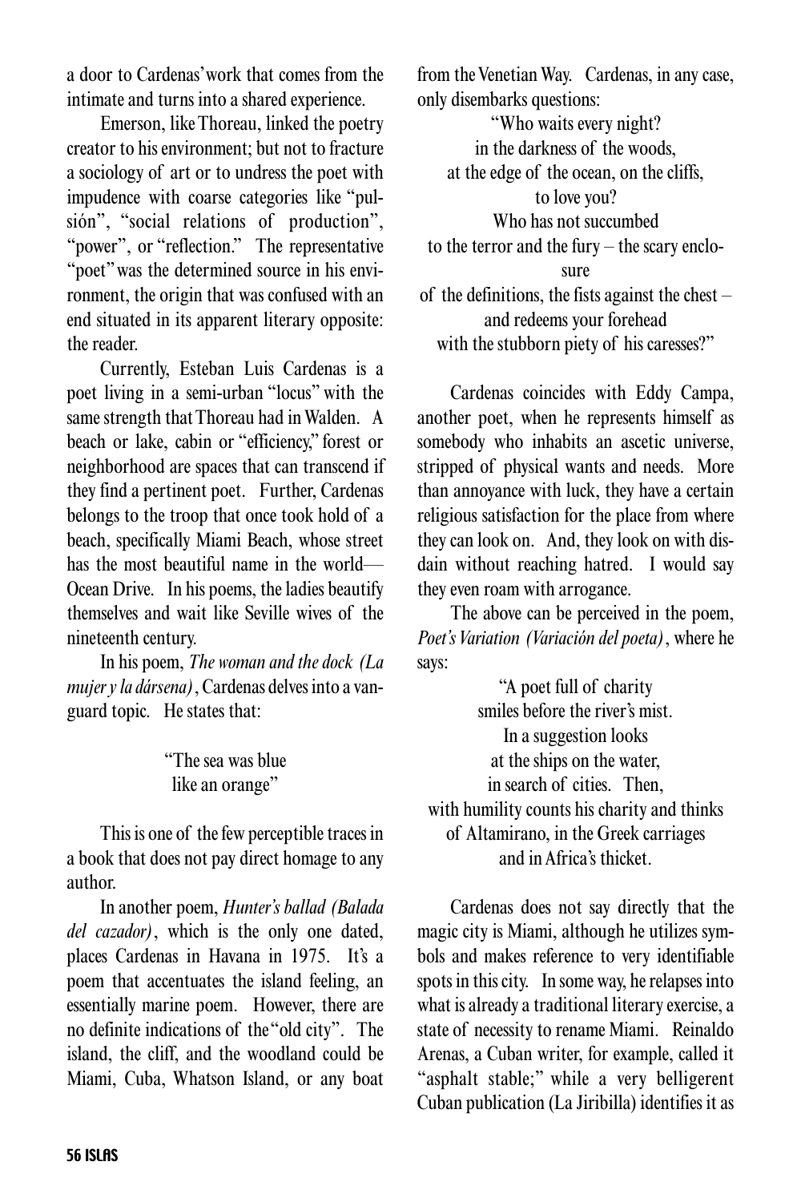a door to Cardenas' work that comes from the intimate and turns into a shared experience.

Emerson, like Thoreau, linked the poetry creator to his environment; but not to fracture a sociology of art or to undress the poet with impudence with coarse categories like "pulsión", "social relations of production", "power", or "reflection." The representative "poet" was the determined source in his environment, the origin that was confused with an end situated in its apparent literary opposite: the reader.

Currently, Esteban Luis Cardenas is a poet living in a semi-urban "locus" with the same strength that Thoreau had in Walden. A beach or lake, cabin or "efficiency," forest or neighborhood are spaces that can transcend if they find a pertinent poet. Further, Cardenas belongs to the troop that once took hold of a beach, specifically Miami Beach, whose street has the most beautiful name in the world—Ocean Drive. In his poems, the ladies beautify themselves and wait like Seville wives of the nineteenth century.

In his poem, *The woman and the dock (La mujer y la dársena)*, Cardenas delves into a vanguard topic. He states that:

> "The sea was blue
> like an orange"

This is one of the few perceptible traces in a book that does not pay direct homage to any author.

In another poem, *Hunter's ballad (Balada del cazador)*, which is the only one dated, places Cardenas in Havana in 1975. It's a poem that accentuates the island feeling, an essentially marine poem. However, there are no definite indications of the "old city". The island, the cliff, and the woodland could be Miami, Cuba, Whatson Island, or any boat from the Venetian Way. Cardenas, in any case, only disembarks questions:

> "Who waits every night?
> in the darkness of the woods,
> at the edge of the ocean, on the cliffs,
> to love you?
> Who has not succumbed
> to the terror and the fury – the scary enclosure
> of the definitions, the fists against the chest –
> and redeems your forehead
> with the stubborn piety of his caresses?"

Cardenas coincides with Eddy Campa, another poet, when he represents himself as somebody who inhabits an ascetic universe, stripped of physical wants and needs. More than annoyance with luck, they have a certain religious satisfaction for the place from where they can look on. And, they look on with disdain without reaching hatred. I would say they even roam with arrogance.

The above can be perceived in the poem, *Poet's Variation (Variación del poeta)*, where he says:

> "A poet full of charity
> smiles before the river's mist.
> In a suggestion looks
> at the ships on the water,
> in search of cities. Then,
> with humility counts his charity and thinks
> of Altamirano, in the Greek carriages
> and in Africa's thicket.

Cardenas does not say directly that the magic city is Miami, although he utilizes symbols and makes reference to very identifiable spots in this city. In some way, he relapses into what is already a traditional literary exercise, a state of necessity to rename Miami. Reinaldo Arenas, a Cuban writer, for example, called it "asphalt stable;" while a very belligerent Cuban publication (La Jiribilla) identifies it as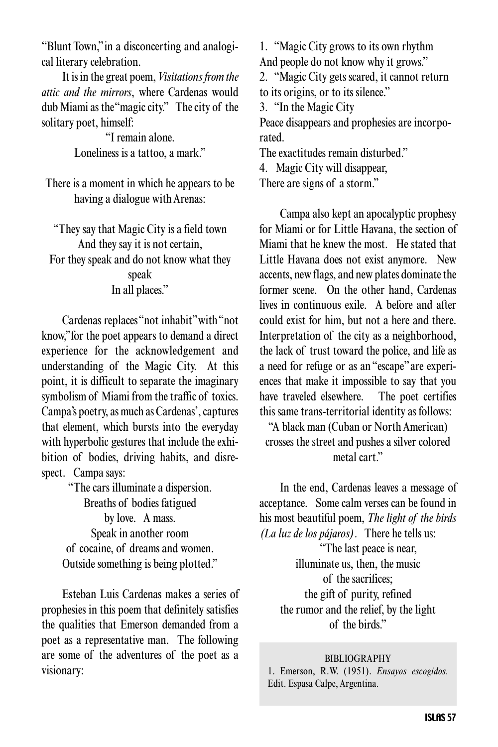"Blunt Town," in a disconcerting and analogical literary celebration.

It is in the great poem, *Visitations from the attic and the mirrors*, where Cardenas would dub Miami as the "magic city." The city of the solitary poet, himself:

"I remain alone.
Loneliness is a tattoo, a mark."

There is a moment in which he appears to be having a dialogue with Arenas:

"They say that Magic City is a field town
And they say it is not certain,
For they speak and do not know what they speak
In all places."

Cardenas replaces "not inhabit" with "not know," for the poet appears to demand a direct experience for the acknowledgement and understanding of the Magic City. At this point, it is difficult to separate the imaginary symbolism of Miami from the traffic of toxics. Campa's poetry, as much as Cardenas', captures that element, which bursts into the everyday with hyperbolic gestures that include the exhibition of bodies, driving habits, and disrespect. Campa says:

"The cars illuminate a dispersion.
Breaths of bodies fatigued
by love. A mass.
Speak in another room
of cocaine, of dreams and women.
Outside something is being plotted."

Esteban Luis Cardenas makes a series of prophesies in this poem that definitely satisfies the qualities that Emerson demanded from a poet as a representative man. The following are some of the adventures of the poet as a visionary:

1. "Magic City grows to its own rhythm
And people do not know why it grows."
2. "Magic City gets scared, it cannot return to its origins, or to its silence."
3. "In the Magic City
Peace disappears and prophesies are incorporated.
The exactitudes remain disturbed."
4. Magic City will disappear,
There are signs of a storm."

Campa also kept an apocalyptic prophesy for Miami or for Little Havana, the section of Miami that he knew the most. He stated that Little Havana does not exist anymore. New accents, new flags, and new plates dominate the former scene. On the other hand, Cardenas lives in continuous exile. A before and after could exist for him, but not a here and there. Interpretation of the city as a neighborhood, the lack of trust toward the police, and life as a need for refuge or as an "escape" are experiences that make it impossible to say that you have traveled elsewhere. The poet certifies this same trans-territorial identity as follows:

"A black man (Cuban or North American)
crosses the street and pushes a silver colored metal cart."

In the end, Cardenas leaves a message of acceptance. Some calm verses can be found in his most beautiful poem, *The light of the birds (La luz de los pájaros)*. There he tells us:

"The last peace is near,
illuminate us, then, the music
of the sacrifices;
the gift of purity, refined
the rumor and the relief, by the light
of the birds."

BIBLIOGRAPHY

1. Emerson, R.W. (1951). *Ensayos escogidos.* Edit. Espasa Calpe, Argentina.